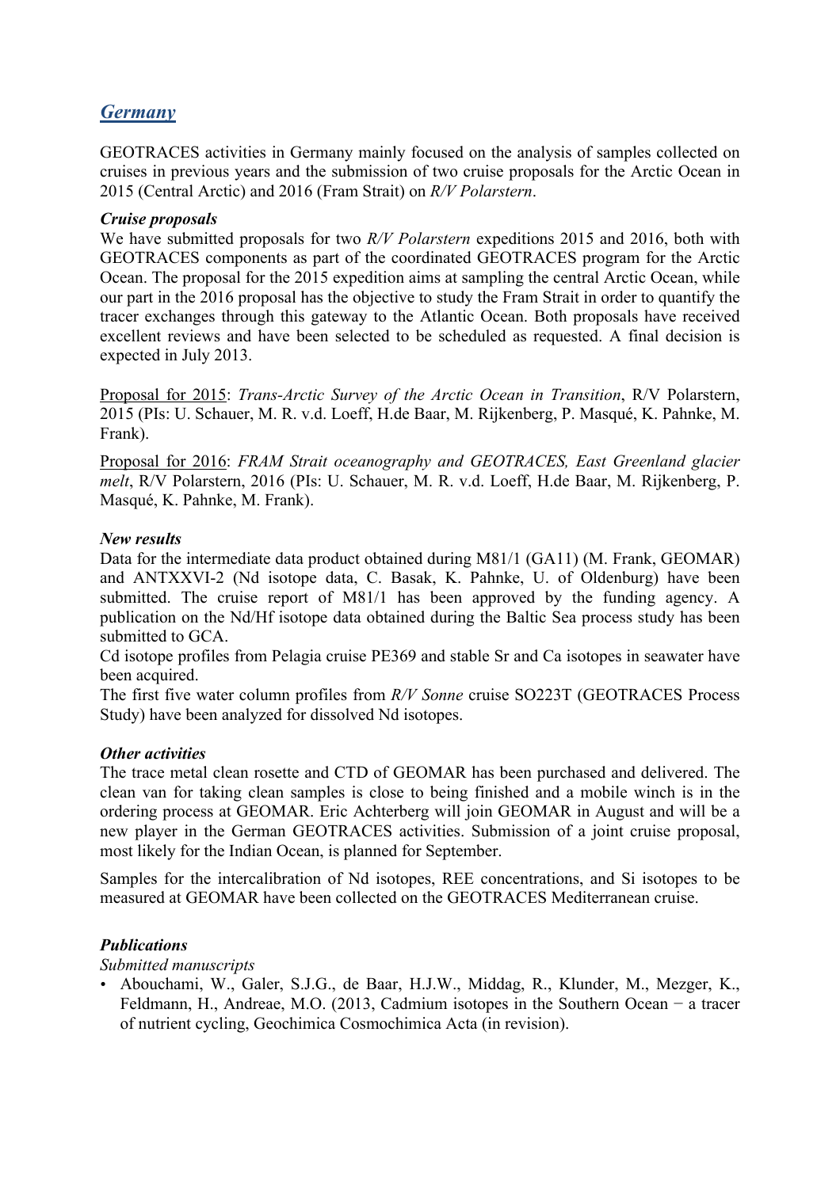## *Germany*

GEOTRACES activities in Germany mainly focused on the analysis of samples collected on cruises in previous years and the submission of two cruise proposals for the Arctic Ocean in 2015 (Central Arctic) and 2016 (Fram Strait) on *R/V Polarstern*.

### *Cruise proposals*

We have submitted proposals for two *R/V Polarstern* expeditions 2015 and 2016, both with GEOTRACES components as part of the coordinated GEOTRACES program for the Arctic Ocean. The proposal for the 2015 expedition aims at sampling the central Arctic Ocean, while our part in the 2016 proposal has the objective to study the Fram Strait in order to quantify the tracer exchanges through this gateway to the Atlantic Ocean. Both proposals have received excellent reviews and have been selected to be scheduled as requested. A final decision is expected in July 2013.

Proposal for 2015: *Trans-Arctic Survey of the Arctic Ocean in Transition*, R/V Polarstern, 2015 (PIs: U. Schauer, M. R. v.d. Loeff, H.de Baar, M. Rijkenberg, P. Masqué, K. Pahnke, M. Frank).

Proposal for 2016: *FRAM Strait oceanography and GEOTRACES, East Greenland glacier melt*, R/V Polarstern, 2016 (PIs: U. Schauer, M. R. v.d. Loeff, H.de Baar, M. Rijkenberg, P. Masqué, K. Pahnke, M. Frank).

### *New results*

Data for the intermediate data product obtained during M81/1 (GA11) (M. Frank, GEOMAR) and ANTXXVI-2 (Nd isotope data, C. Basak, K. Pahnke, U. of Oldenburg) have been submitted. The cruise report of M81/1 has been approved by the funding agency. A publication on the Nd/Hf isotope data obtained during the Baltic Sea process study has been submitted to GCA.
Cd isotope profiles from Pelagia cruise PE369 and stable Sr and Ca isotopes in seawater have been acquired.
The first five water column profiles from *R/V Sonne* cruise SO223T (GEOTRACES Process Study) have been analyzed for dissolved Nd isotopes.

### *Other activities*

The trace metal clean rosette and CTD of GEOMAR has been purchased and delivered. The clean van for taking clean samples is close to being finished and a mobile winch is in the ordering process at GEOMAR. Eric Achterberg will join GEOMAR in August and will be a new player in the German GEOTRACES activities. Submission of a joint cruise proposal, most likely for the Indian Ocean, is planned for September.

Samples for the intercalibration of Nd isotopes, REE concentrations, and Si isotopes to be measured at GEOMAR have been collected on the GEOTRACES Mediterranean cruise.

### *Publications*

*Submitted manuscripts*

- Abouchami, W., Galer, S.J.G., de Baar, H.J.W., Middag, R., Klunder, M., Mezger, K., Feldmann, H., Andreae, M.O. (2013, Cadmium isotopes in the Southern Ocean − a tracer of nutrient cycling, Geochimica Cosmochimica Acta (in revision).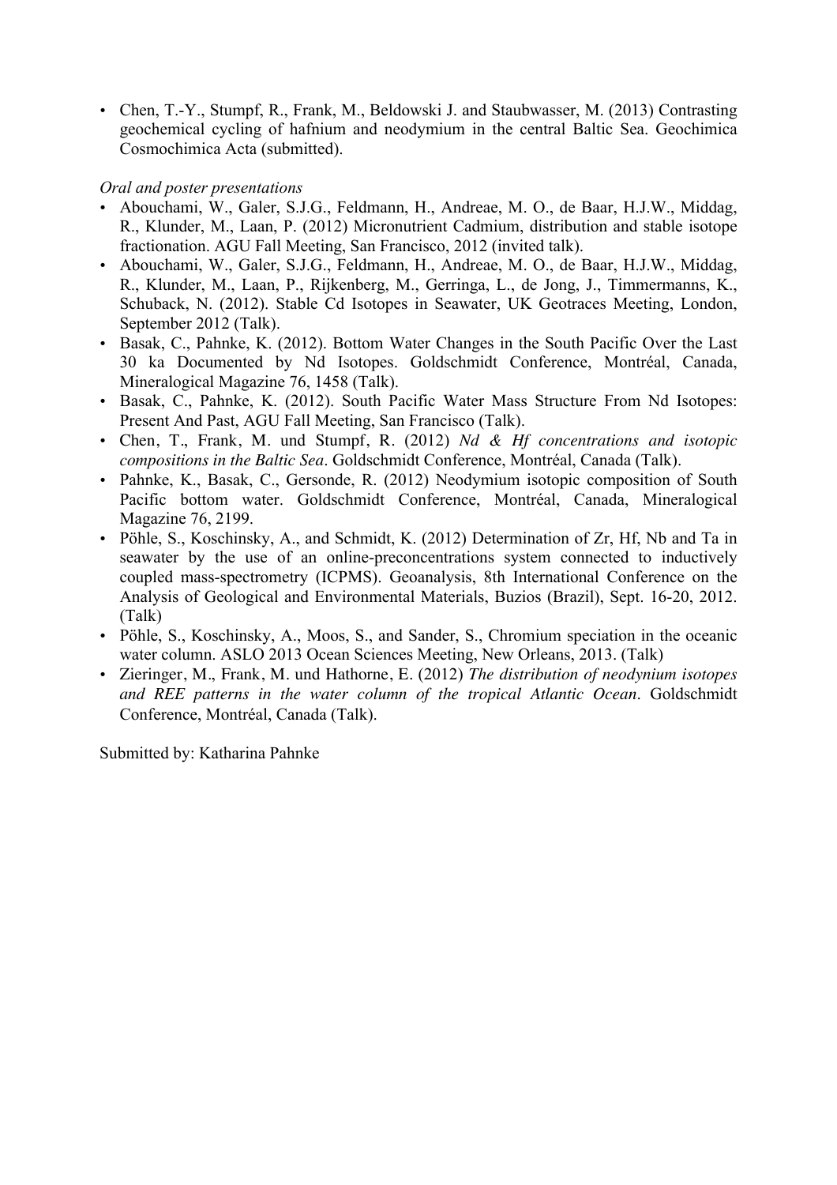- Chen, T.-Y., Stumpf, R., Frank, M., Beldowski J. and Staubwasser, M. (2013) Contrasting geochemical cycling of hafnium and neodymium in the central Baltic Sea. Geochimica Cosmochimica Acta (submitted).

*Oral and poster presentations*

- Abouchami, W., Galer, S.J.G., Feldmann, H., Andreae, M. O., de Baar, H.J.W., Middag, R., Klunder, M., Laan, P. (2012) Micronutrient Cadmium, distribution and stable isotope fractionation. AGU Fall Meeting, San Francisco, 2012 (invited talk).
- Abouchami, W., Galer, S.J.G., Feldmann, H., Andreae, M. O., de Baar, H.J.W., Middag, R., Klunder, M., Laan, P., Rijkenberg, M., Gerringa, L., de Jong, J., Timmermanns, K., Schuback, N. (2012). Stable Cd Isotopes in Seawater, UK Geotraces Meeting, London, September 2012 (Talk).
- Basak, C., Pahnke, K. (2012). Bottom Water Changes in the South Pacific Over the Last 30 ka Documented by Nd Isotopes. Goldschmidt Conference, Montréal, Canada, Mineralogical Magazine 76, 1458 (Talk).
- Basak, C., Pahnke, K. (2012). South Pacific Water Mass Structure From Nd Isotopes: Present And Past, AGU Fall Meeting, San Francisco (Talk).
- Chen, T., Frank, M. und Stumpf, R. (2012) *Nd & Hf concentrations and isotopic compositions in the Baltic Sea*. Goldschmidt Conference, Montréal, Canada (Talk).
- Pahnke, K., Basak, C., Gersonde, R. (2012) Neodymium isotopic composition of South Pacific bottom water. Goldschmidt Conference, Montréal, Canada, Mineralogical Magazine 76, 2199.
- Pöhle, S., Koschinsky, A., and Schmidt, K. (2012) Determination of Zr, Hf, Nb and Ta in seawater by the use of an online-preconcentrations system connected to inductively coupled mass-spectrometry (ICPMS). Geoanalysis, 8th International Conference on the Analysis of Geological and Environmental Materials, Buzios (Brazil), Sept. 16-20, 2012. (Talk)
- Pöhle, S., Koschinsky, A., Moos, S., and Sander, S., Chromium speciation in the oceanic water column. ASLO 2013 Ocean Sciences Meeting, New Orleans, 2013. (Talk)
- Zieringer, M., Frank, M. und Hathorne, E. (2012) *The distribution of neodynium isotopes and REE patterns in the water column of the tropical Atlantic Ocean*. Goldschmidt Conference, Montréal, Canada (Talk).

Submitted by: Katharina Pahnke